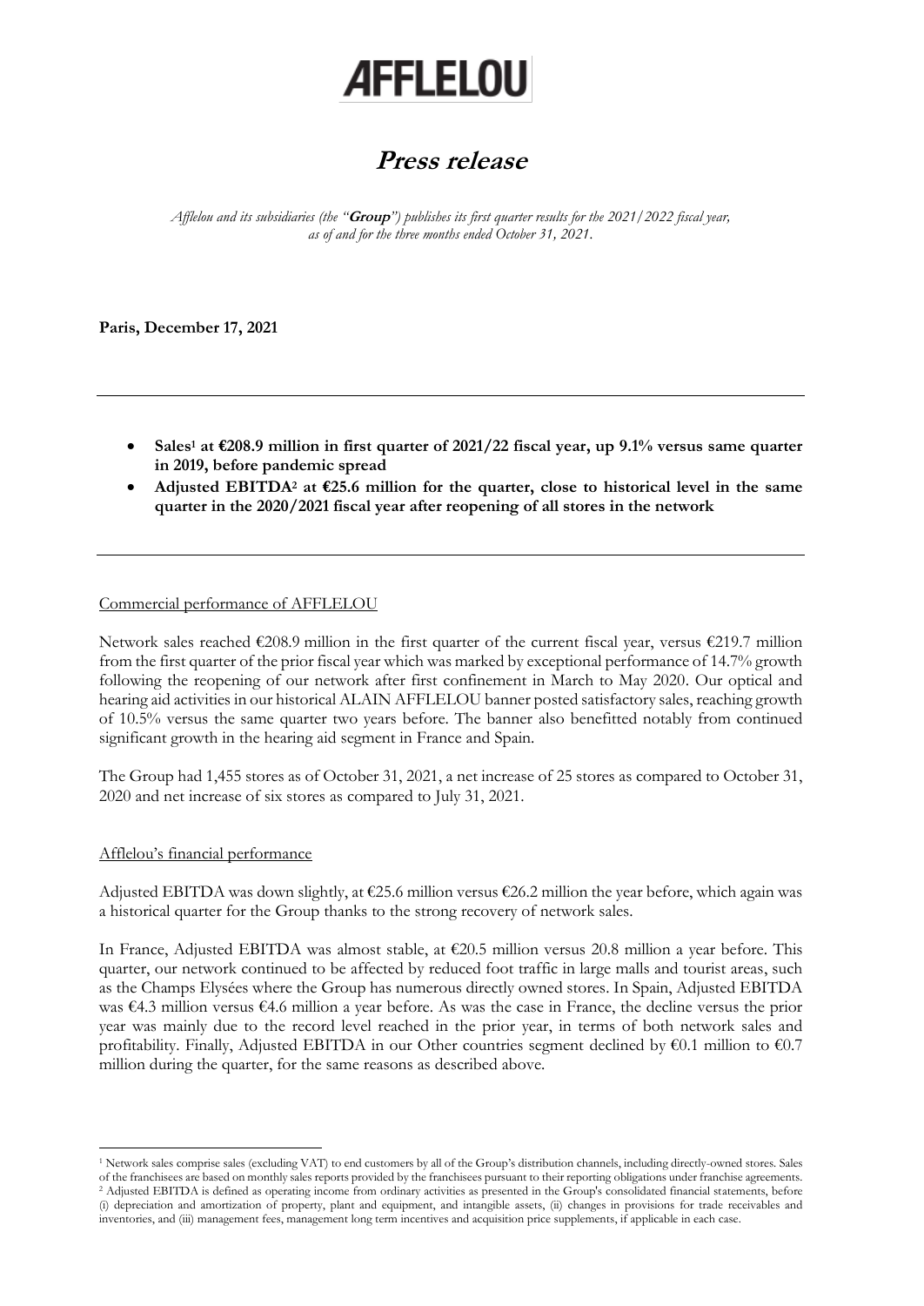# AFFLELOU

# Press release

*Afflelou and its subsidiaries (the "**Group**") publishes its first quarter results for the 2021/2022 fiscal year, as of and for the three months ended October 31, 2021.*

**Paris, December 17, 2021**

---

- **Sales[1] at €208.9 million in first quarter of 2021/22 fiscal year, up 9.1% versus same quarter in 2019, before pandemic spread**
- **Adjusted EBITDA[2] at €25.6 million for the quarter, close to historical level in the same quarter in the 2020/2021 fiscal year after reopening of all stores in the network**

---

Commercial performance of AFFLELOU

Network sales reached €208.9 million in the first quarter of the current fiscal year, versus €219.7 million from the first quarter of the prior fiscal year which was marked by exceptional performance of 14.7% growth following the reopening of our network after first confinement in March to May 2020. Our optical and hearing aid activities in our historical ALAIN AFFLELOU banner posted satisfactory sales, reaching growth of 10.5% versus the same quarter two years before. The banner also benefitted notably from continued significant growth in the hearing aid segment in France and Spain.

The Group had 1,455 stores as of October 31, 2021, a net increase of 25 stores as compared to October 31, 2020 and net increase of six stores as compared to July 31, 2021.

Afflelou's financial performance

Adjusted EBITDA was down slightly, at €25.6 million versus €26.2 million the year before, which again was a historical quarter for the Group thanks to the strong recovery of network sales.

In France, Adjusted EBITDA was almost stable, at €20.5 million versus 20.8 million a year before. This quarter, our network continued to be affected by reduced foot traffic in large malls and tourist areas, such as the Champs Elysées where the Group has numerous directly owned stores. In Spain, Adjusted EBITDA was €4.3 million versus €4.6 million a year before. As was the case in France, the decline versus the prior year was mainly due to the record level reached in the prior year, in terms of both network sales and profitability. Finally, Adjusted EBITDA in our Other countries segment declined by €0.1 million to €0.7 million during the quarter, for the same reasons as described above.

---

[1] Network sales comprise sales (excluding VAT) to end customers by all of the Group's distribution channels, including directly-owned stores. Sales of the franchisees are based on monthly sales reports provided by the franchisees pursuant to their reporting obligations under franchise agreements.

[2] Adjusted EBITDA is defined as operating income from ordinary activities as presented in the Group's consolidated financial statements, before (i) depreciation and amortization of property, plant and equipment, and intangible assets, (ii) changes in provisions for trade receivables and inventories, and (iii) management fees, management long term incentives and acquisition price supplements, if applicable in each case.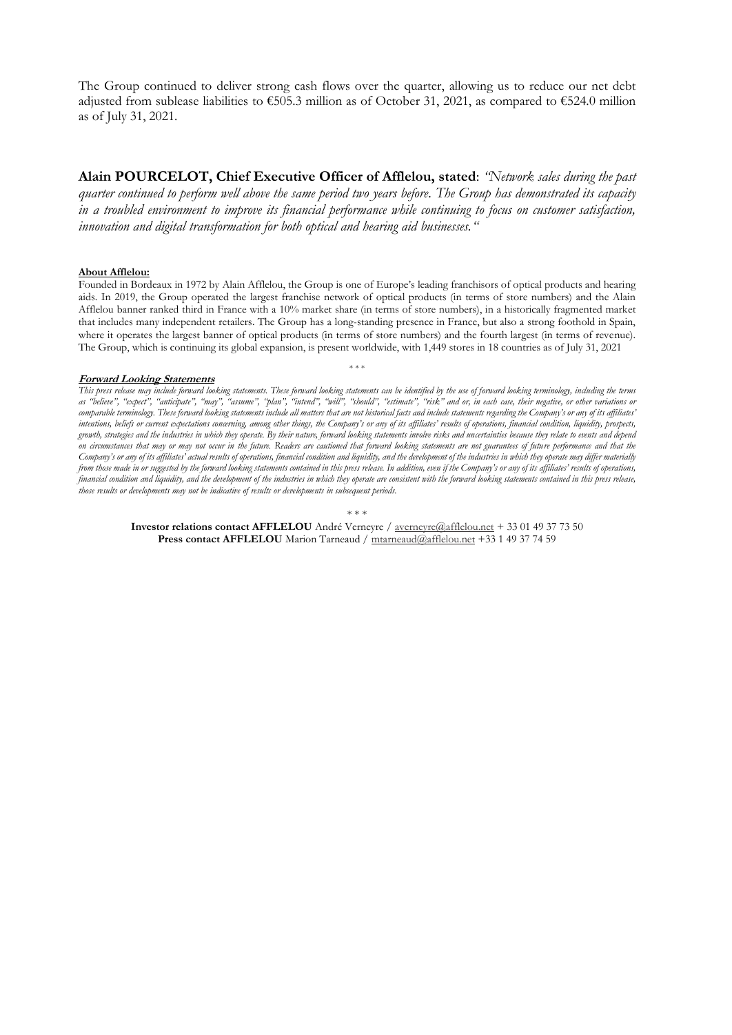The Group continued to deliver strong cash flows over the quarter, allowing us to reduce our net debt adjusted from sublease liabilities to €505.3 million as of October 31, 2021, as compared to €524.0 million as of July 31, 2021.

**Alain POURCELOT, Chief Executive Officer of Afflelou, stated**: *"Network sales during the past quarter continued to perform well above the same period two years before. The Group has demonstrated its capacity in a troubled environment to improve its financial performance while continuing to focus on customer satisfaction, innovation and digital transformation for both optical and hearing aid businesses."*

**About Afflelou:**

Founded in Bordeaux in 1972 by Alain Afflelou, the Group is one of Europe's leading franchisors of optical products and hearing aids. In 2019, the Group operated the largest franchise network of optical products (in terms of store numbers) and the Alain Afflelou banner ranked third in France with a 10% market share (in terms of store numbers), in a historically fragmented market that includes many independent retailers. The Group has a long-standing presence in France, but also a strong foothold in Spain, where it operates the largest banner of optical products (in terms of store numbers) and the fourth largest (in terms of revenue). The Group, which is continuing its global expansion, is present worldwide, with 1,449 stores in 18 countries as of July 31, 2021

\* \* \*

***Forward Looking Statements***

*This press release may include forward looking statements. These forward looking statements can be identified by the use of forward looking terminology, including the terms as "believe", "expect", "anticipate", "may", "assume", "plan", "intend", "will", "should", "estimate", "risk" and or, in each case, their negative, or other variations or comparable terminology. These forward looking statements include all matters that are not historical facts and include statements regarding the Company's or any of its affiliates' intentions, beliefs or current expectations concerning, among other things, the Company's or any of its affiliates' results of operations, financial condition, liquidity, prospects, growth, strategies and the industries in which they operate. By their nature, forward looking statements involve risks and uncertainties because they relate to events and depend on circumstances that may or may not occur in the future. Readers are cautioned that forward looking statements are not guarantees of future performance and that the Company's or any of its affiliates' actual results of operations, financial condition and liquidity, and the development of the industries in which they operate may differ materially from those made in or suggested by the forward looking statements contained in this press release. In addition, even if the Company's or any of its affiliates' results of operations, financial condition and liquidity, and the development of the industries in which they operate are consistent with the forward looking statements contained in this press release, those results or developments may not be indicative of results or developments in subsequent periods.*

\* \* \*

**Investor relations contact AFFLELOU** André Verneyre / averneyre@afflelou.net + 33 01 49 37 73 50
**Press contact AFFLELOU** Marion Tarneaud / mtarneaud@afflelou.net +33 1 49 37 74 59